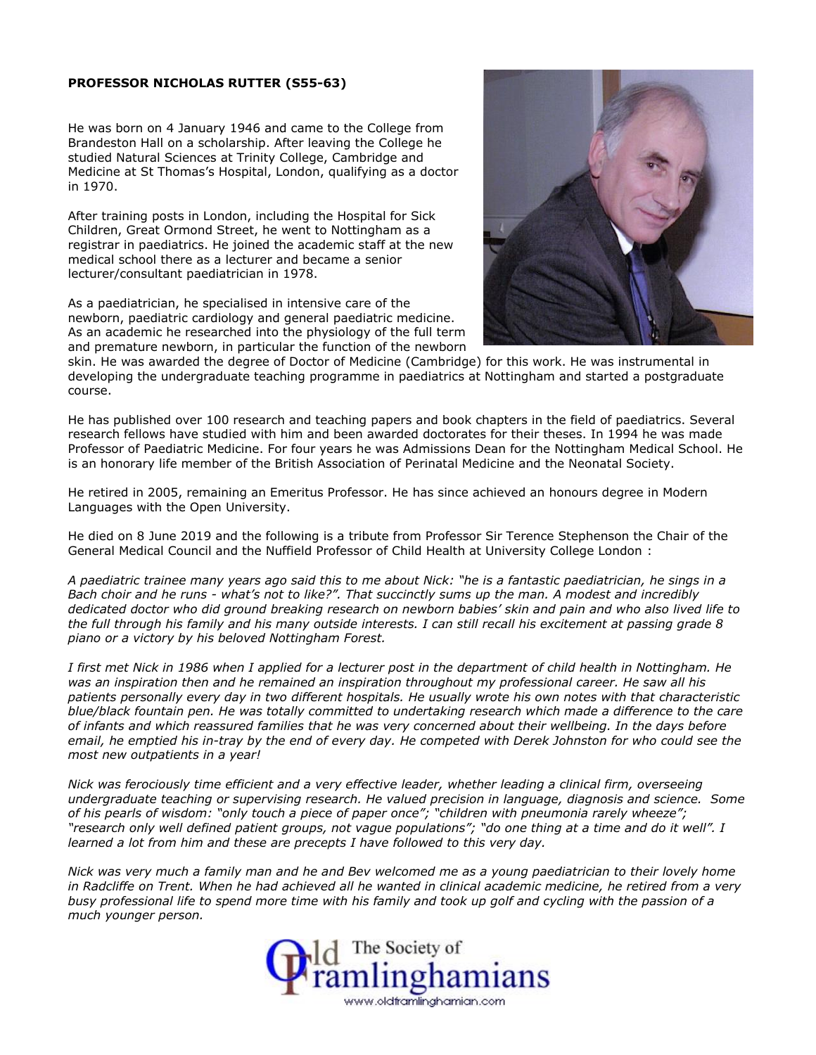**PROFESSOR NICHOLAS RUTTER (S55-63)**

He was born on 4 January 1946 and came to the College from Brandeston Hall on a scholarship. After leaving the College he studied Natural Sciences at Trinity College, Cambridge and Medicine at St Thomas's Hospital, London, qualifying as a doctor in 1970.

After training posts in London, including the Hospital for Sick Children, Great Ormond Street, he went to Nottingham as a registrar in paediatrics. He joined the academic staff at the new medical school there as a lecturer and became a senior lecturer/consultant paediatrician in 1978.

As a paediatrician, he specialised in intensive care of the newborn, paediatric cardiology and general paediatric medicine. As an academic he researched into the physiology of the full term and premature newborn, in particular the function of the newborn skin. He was awarded the degree of Doctor of Medicine (Cambridge) for this work. He was instrumental in developing the undergraduate teaching programme in paediatrics at Nottingham and started a postgraduate course.

He has published over 100 research and teaching papers and book chapters in the field of paediatrics. Several research fellows have studied with him and been awarded doctorates for their theses. In 1994 he was made Professor of Paediatric Medicine. For four years he was Admissions Dean for the Nottingham Medical School. He is an honorary life member of the British Association of Perinatal Medicine and the Neonatal Society.

He retired in 2005, remaining an Emeritus Professor. He has since achieved an honours degree in Modern Languages with the Open University.

He died on 8 June 2019 and the following is a tribute from Professor Sir Terence Stephenson the Chair of the General Medical Council and the Nuffield Professor of Child Health at University College London :

*A paediatric trainee many years ago said this to me about Nick: "he is a fantastic paediatrician, he sings in a Bach choir and he runs - what's not to like?". That succinctly sums up the man. A modest and incredibly dedicated doctor who did ground breaking research on newborn babies' skin and pain and who also lived life to the full through his family and his many outside interests. I can still recall his excitement at passing grade 8 piano or a victory by his beloved Nottingham Forest.*

*I first met Nick in 1986 when I applied for a lecturer post in the department of child health in Nottingham. He was an inspiration then and he remained an inspiration throughout my professional career. He saw all his patients personally every day in two different hospitals. He usually wrote his own notes with that characteristic blue/black fountain pen. He was totally committed to undertaking research which made a difference to the care of infants and which reassured families that he was very concerned about their wellbeing. In the days before email, he emptied his in-tray by the end of every day. He competed with Derek Johnston for who could see the most new outpatients in a year!*

*Nick was ferociously time efficient and a very effective leader, whether leading a clinical firm, overseeing undergraduate teaching or supervising research. He valued precision in language, diagnosis and science. Some of his pearls of wisdom: "only touch a piece of paper once"; "children with pneumonia rarely wheeze"; "research only well defined patient groups, not vague populations"; "do one thing at a time and do it well". I learned a lot from him and these are precepts I have followed to this very day.*

*Nick was very much a family man and he and Bev welcomed me as a young paediatrician to their lovely home in Radcliffe on Trent. When he had achieved all he wanted in clinical academic medicine, he retired from a very busy professional life to spend more time with his family and took up golf and cycling with the passion of a much younger person.*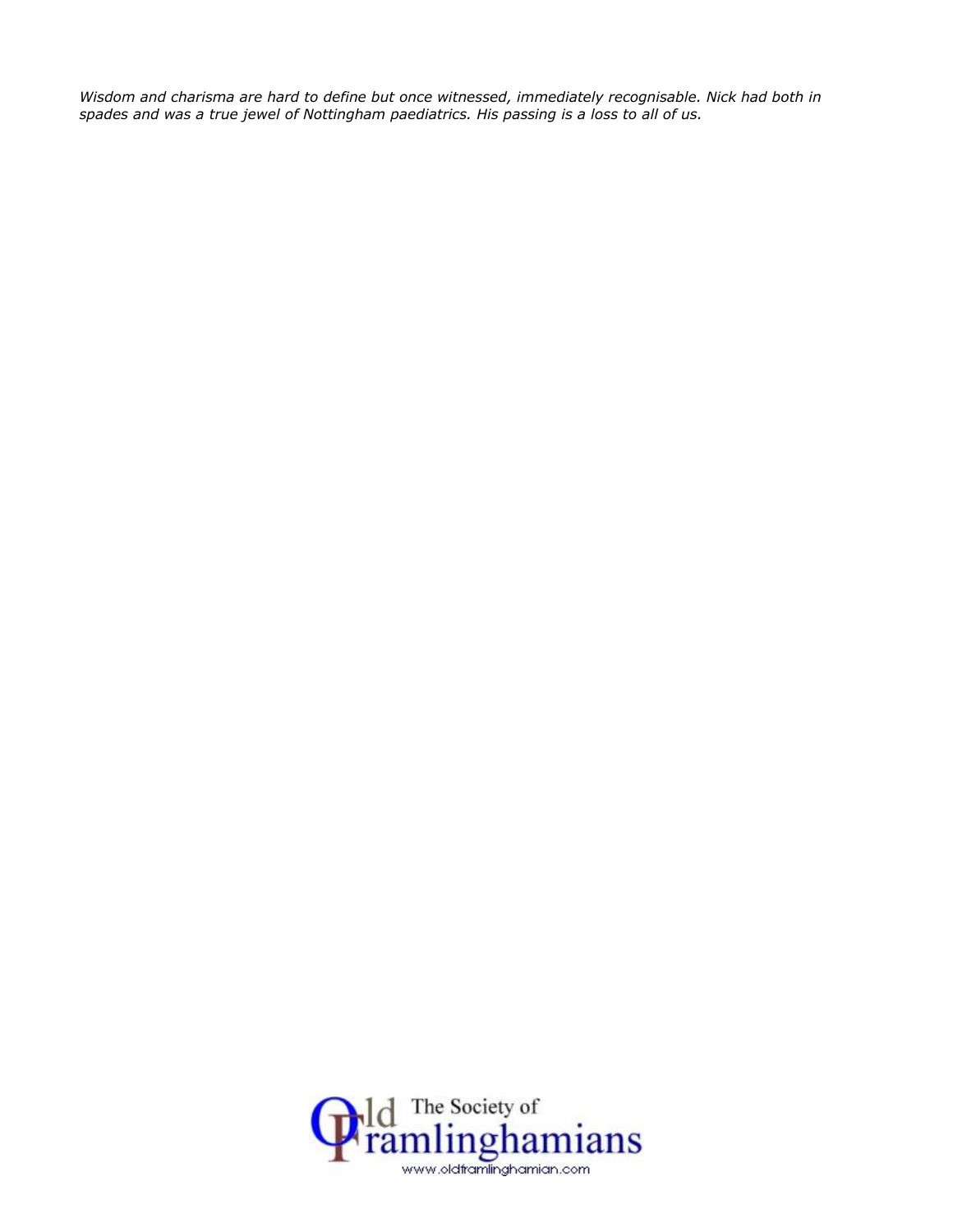*Wisdom and charisma are hard to define but once witnessed, immediately recognisable. Nick had both in spades and was a true jewel of Nottingham paediatrics. His passing is a loss to all of us.*